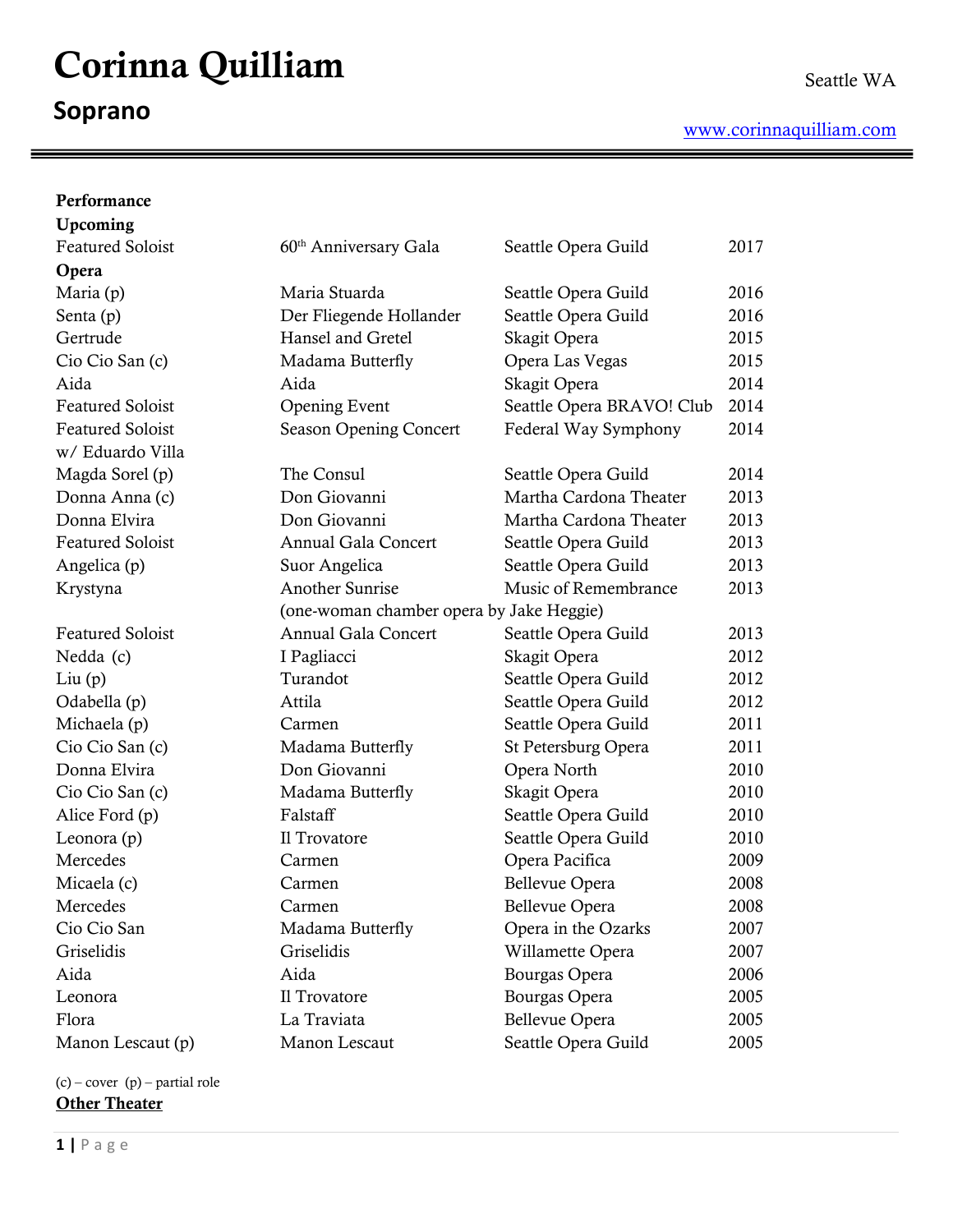# Corinna Quilliam

## Soprano

Seattle WA

www.corinnaquilliam.com

---

**Performance**

**Upcoming**

| | | | |
|---|---|---|---|
| Featured Soloist | 60th Anniversary Gala | Seattle Opera Guild | 2017 |

**Opera**

| | | | |
|---|---|---|---|
| Maria (p) | Maria Stuarda | Seattle Opera Guild | 2016 |
| Senta (p) | Der Fliegende Hollander | Seattle Opera Guild | 2016 |
| Gertrude | Hansel and Gretel | Skagit Opera | 2015 |
| Cio Cio San (c) | Madama Butterfly | Opera Las Vegas | 2015 |
| Aida | Aida | Skagit Opera | 2014 |
| Featured Soloist | Opening Event | Seattle Opera BRAVO! Club | 2014 |
| Featured Soloist w/ Eduardo Villa | Season Opening Concert | Federal Way Symphony | 2014 |
| Magda Sorel (p) | The Consul | Seattle Opera Guild | 2014 |
| Donna Anna (c) | Don Giovanni | Martha Cardona Theater | 2013 |
| Donna Elvira | Don Giovanni | Martha Cardona Theater | 2013 |
| Featured Soloist | Annual Gala Concert | Seattle Opera Guild | 2013 |
| Angelica (p) | Suor Angelica | Seattle Opera Guild | 2013 |
| Krystyna | Another Sunrise (one-woman chamber opera by Jake Heggie) | Music of Remembrance | 2013 |
| Featured Soloist | Annual Gala Concert | Seattle Opera Guild | 2013 |
| Nedda (c) | I Pagliacci | Skagit Opera | 2012 |
| Liu (p) | Turandot | Seattle Opera Guild | 2012 |
| Odabella (p) | Attila | Seattle Opera Guild | 2012 |
| Michaela (p) | Carmen | Seattle Opera Guild | 2011 |
| Cio Cio San (c) | Madama Butterfly | St Petersburg Opera | 2011 |
| Donna Elvira | Don Giovanni | Opera North | 2010 |
| Cio Cio San (c) | Madama Butterfly | Skagit Opera | 2010 |
| Alice Ford (p) | Falstaff | Seattle Opera Guild | 2010 |
| Leonora (p) | Il Trovatore | Seattle Opera Guild | 2010 |
| Mercedes | Carmen | Opera Pacifica | 2009 |
| Micaela (c) | Carmen | Bellevue Opera | 2008 |
| Mercedes | Carmen | Bellevue Opera | 2008 |
| Cio Cio San | Madama Butterfly | Opera in the Ozarks | 2007 |
| Griselidis | Griselidis | Willamette Opera | 2007 |
| Aida | Aida | Bourgas Opera | 2006 |
| Leonora | Il Trovatore | Bourgas Opera | 2005 |
| Flora | La Traviata | Bellevue Opera | 2005 |
| Manon Lescaut (p) | Manon Lescaut | Seattle Opera Guild | 2005 |

(c) – cover (p) – partial role

**Other Theater**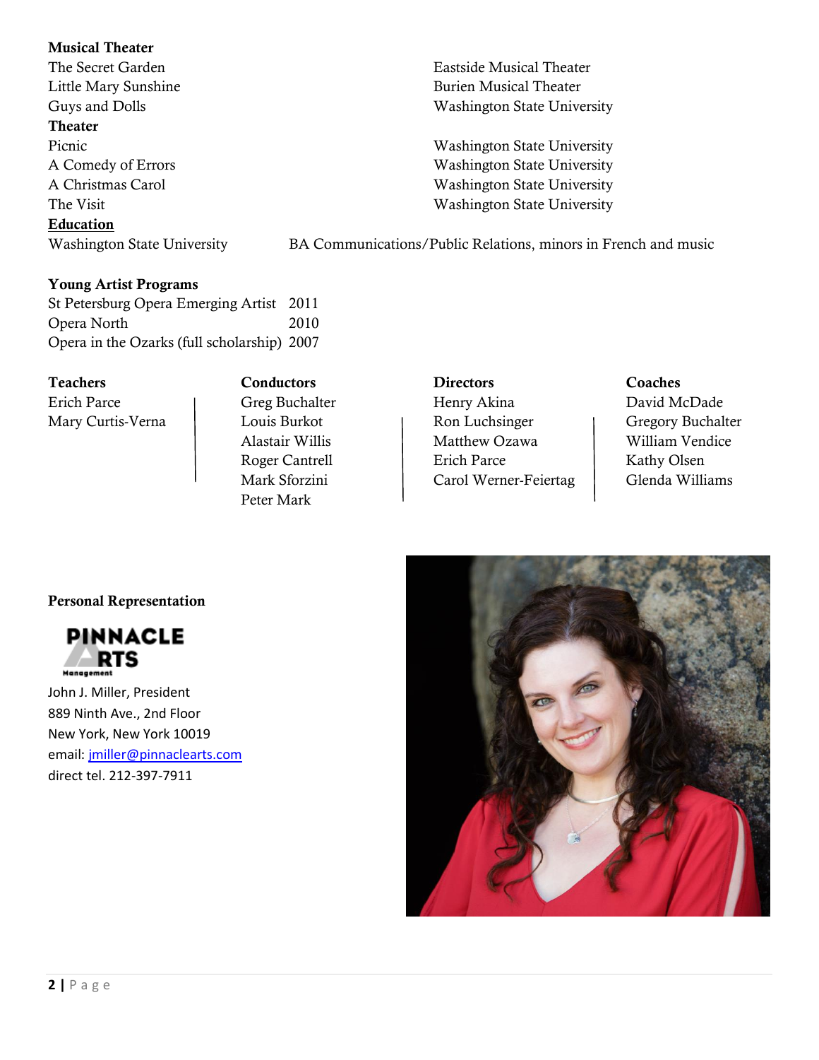**Musical Theater**

| | |
|---|---|
| The Secret Garden | Eastside Musical Theater |
| Little Mary Sunshine | Burien Musical Theater |
| Guys and Dolls | Washington State University |

**Theater**

| | |
|---|---|
| Picnic | Washington State University |
| A Comedy of Errors | Washington State University |
| A Christmas Carol | Washington State University |
| The Visit | Washington State University |

**Education**

Washington State University — BA Communications/Public Relations, minors in French and music

**Young Artist Programs**

| | |
|---|---|
| St Petersburg Opera Emerging Artist | 2011 |
| Opera North | 2010 |
| Opera in the Ozarks (full scholarship) | 2007 |

| Teachers | Conductors | Directors | Coaches |
|---|---|---|---|
| Erich Parce | Greg Buchalter | Henry Akina | David McDade |
| Mary Curtis-Verna | Louis Burkot | Ron Luchsinger | Gregory Buchalter |
| | Alastair Willis | Matthew Ozawa | William Vendice |
| | Roger Cantrell | Erich Parce | Kathy Olsen |
| | Mark Sforzini | Carol Werner-Feiertag | Glenda Williams |
| | Peter Mark | | |

**Personal Representation**

PINNACLE ARTS Management

John J. Miller, President
889 Ninth Ave., 2nd Floor
New York, New York 10019
email: jmiller@pinnaclearts.com
direct tel. 212-397-7911